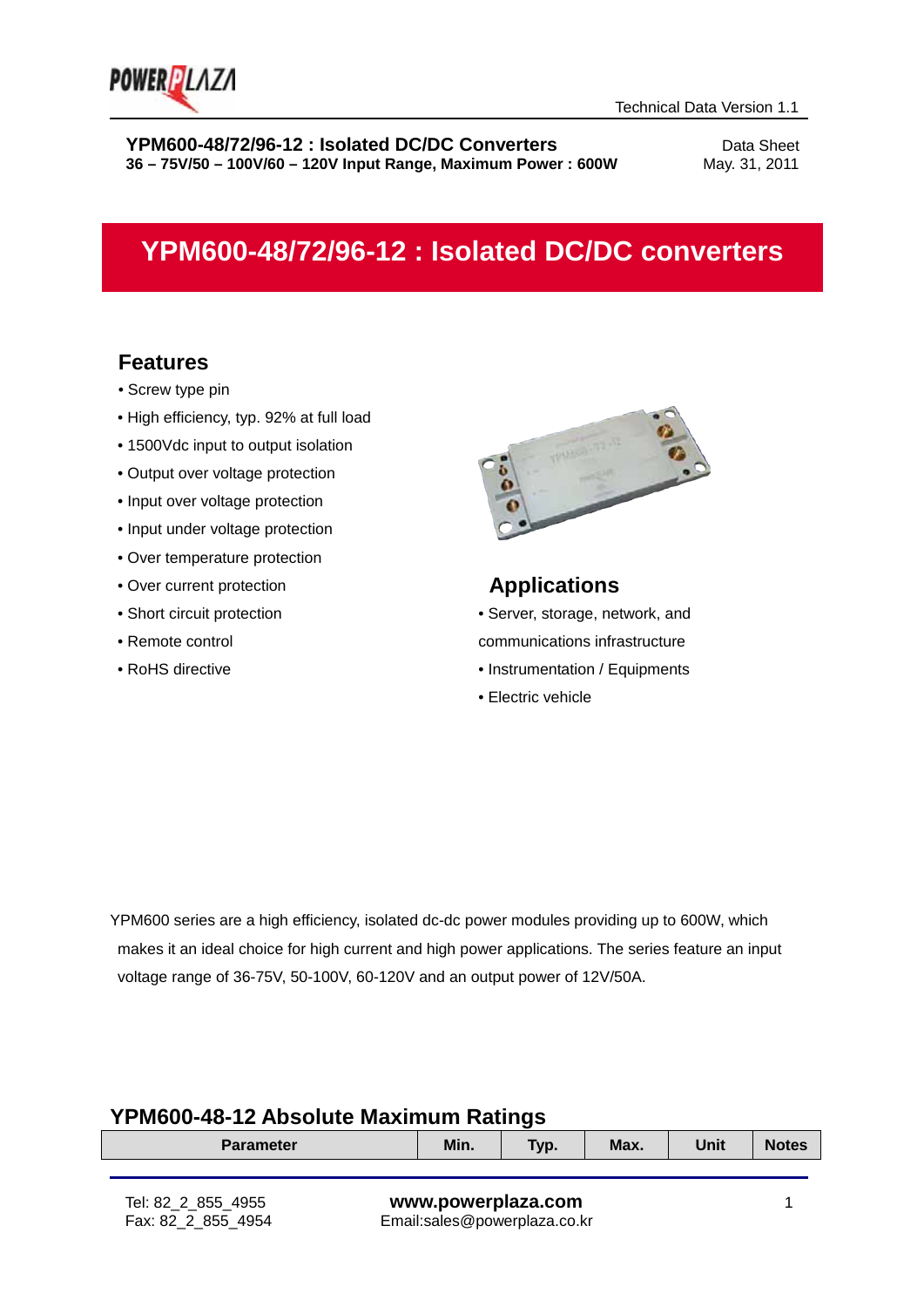**YPM600-48/72/96-12 : Isolated DC/DC Converters**
**36 – 75V/50 – 100V/60 – 120V Input Range, Maximum Power : 600W**

Data Sheet
May. 31, 2011

# YPM600-48/72/96-12 : Isolated DC/DC converters

## Features

- Screw type pin
- High efficiency, typ. 92% at full load
- 1500Vdc input to output isolation
- Output over voltage protection
- Input over voltage protection
- Input under voltage protection
- Over temperature protection
- Over current protection
- Short circuit protection
- Remote control
- RoHS directive

## Applications

- Server, storage, network, and communications infrastructure
- Instrumentation / Equipments
- Electric vehicle

YPM600 series are a high efficiency, isolated dc-dc power modules providing up to 600W, which makes it an ideal choice for high current and high power applications. The series feature an input voltage range of 36-75V, 50-100V, 60-120V and an output power of 12V/50A.

## YPM600-48-12 Absolute Maximum Ratings

| Parameter | Min. | Typ. | Max. | Unit | Notes |
|---|---|---|---|---|---|

Tel: 82_2_855_4955
Fax: 82_2_855_4954

**www.powerplaza.com**
Email:sales@powerplaza.co.kr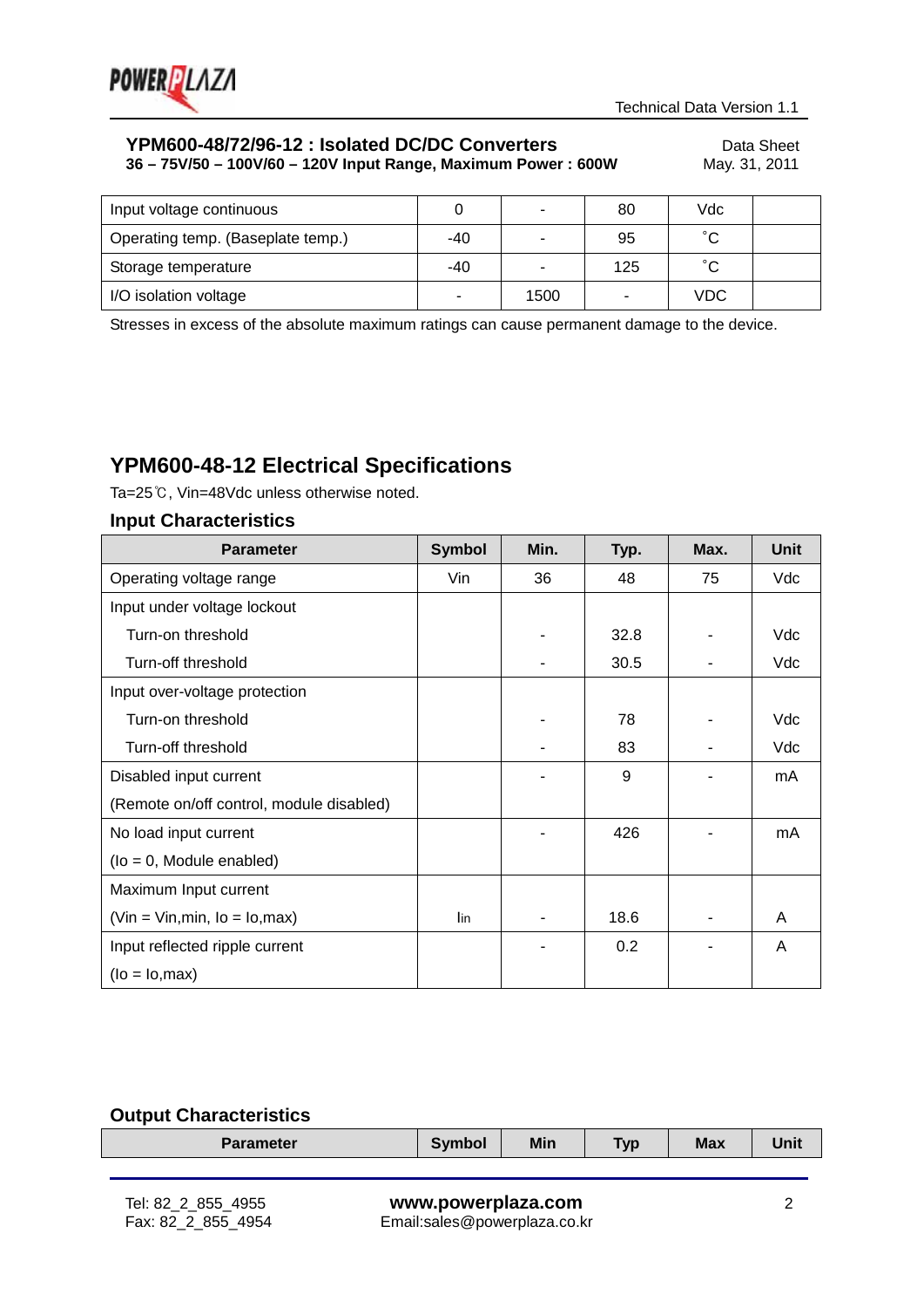| Input voltage continuous | 0 | - | 80 | Vdc | |
|---|---|---|---|---|---|
| Operating temp. (Baseplate temp.) | -40 | - | 95 | ˚C | |
| Storage temperature | -40 | - | 125 | ˚C | |
| I/O isolation voltage | - | 1500 | - | VDC | |

Stresses in excess of the absolute maximum ratings can cause permanent damage to the device.

## YPM600-48-12 Electrical Specifications

Ta=25℃, Vin=48Vdc unless otherwise noted.

### Input Characteristics

| Parameter | Symbol | Min. | Typ. | Max. | Unit |
|---|---|---|---|---|---|
| Operating voltage range | Vin | 36 | 48 | 75 | Vdc |
| Input under voltage lockout | | | | | |
| Turn-on threshold | | - | 32.8 | - | Vdc |
| Turn-off threshold | | - | 30.5 | - | Vdc |
| Input over-voltage protection | | | | | |
| Turn-on threshold | | - | 78 | - | Vdc |
| Turn-off threshold | | - | 83 | - | Vdc |
| Disabled input current (Remote on/off control, module disabled) | | - | 9 | - | mA |
| No load input current (Io = 0, Module enabled) | | - | 426 | - | mA |
| Maximum Input current (Vin = Vin,min, Io = Io,max) | Iin | - | 18.6 | - | A |
| Input reflected ripple current (Io = Io,max) | | - | 0.2 | - | A |

### Output Characteristics

| Parameter | Symbol | Min | Typ | Max | Unit |
|---|---|---|---|---|---|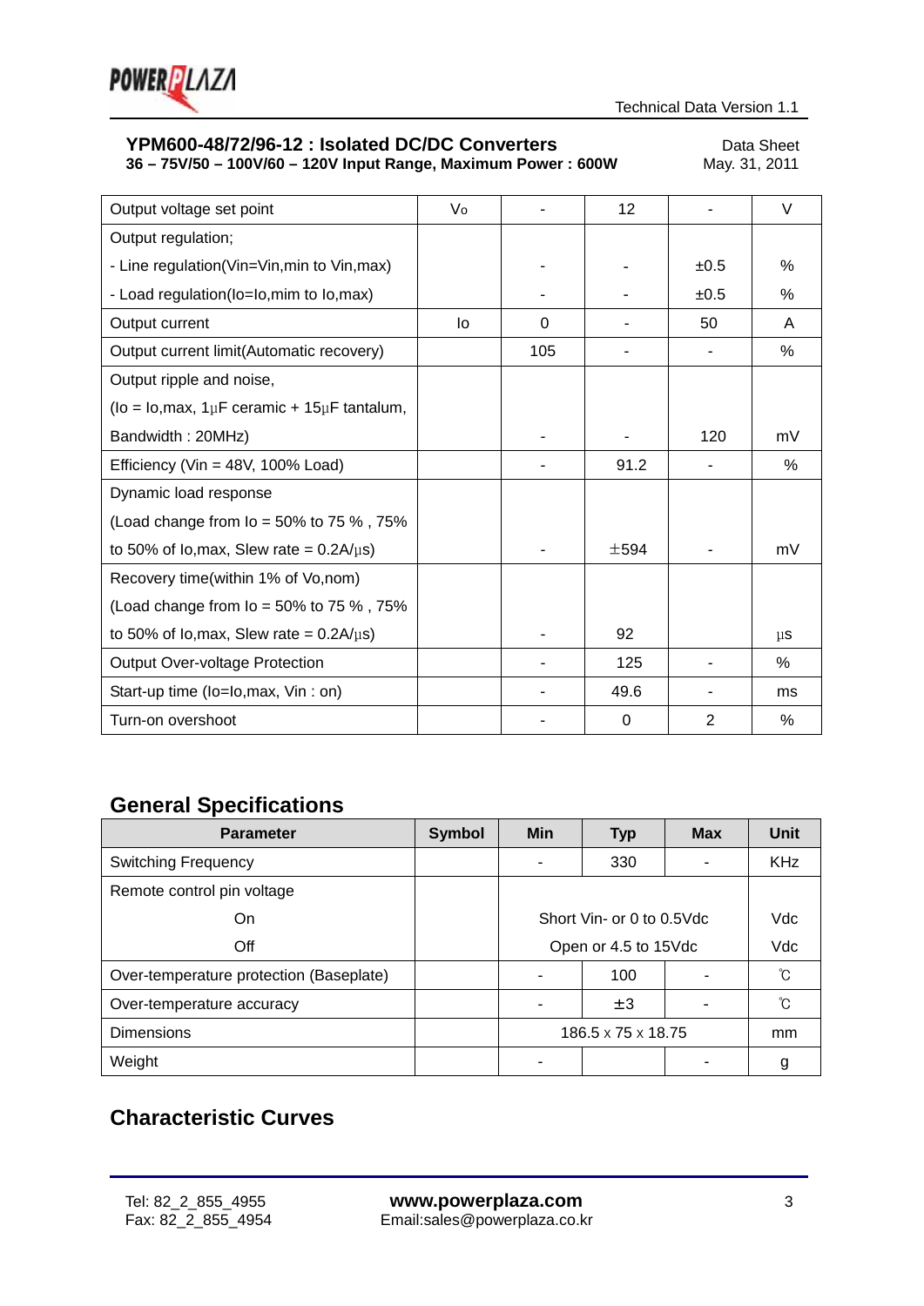**YPM600-48/72/96-12 : Isolated DC/DC Converters**
**36 – 75V/50 – 100V/60 – 120V Input Range, Maximum Power : 600W**

Data Sheet
May. 31, 2011

| | | | | | |
|---|---|---|---|---|---|
| Output voltage set point | Vo | - | 12 | - | V |
| Output regulation;<br>- Line regulation(Vin=Vin,min to Vin,max)<br>- Load regulation(Io=Io,mim to Io,max) | | -<br>- | -<br>- | ±0.5<br>±0.5 | %<br>% |
| Output current | Io | 0 | - | 50 | A |
| Output current limit(Automatic recovery) | | 105 | - | - | % |
| Output ripple and noise,<br>(Io = Io,max, 1µF ceramic + 15µF tantalum,<br>Bandwidth : 20MHz) | | - | - | 120 | mV |
| Efficiency (Vin = 48V, 100% Load) | | - | 91.2 | - | % |
| Dynamic load response<br>(Load change from Io = 50% to 75 % , 75%<br>to 50% of Io,max, Slew rate = 0.2A/µs) | | - | ±594 | - | mV |
| Recovery time(within 1% of Vo,nom)<br>(Load change from Io = 50% to 75 % , 75%<br>to 50% of Io,max, Slew rate = 0.2A/µs) | | - | 92 | | µs |
| Output Over-voltage Protection | | - | 125 | - | % |
| Start-up time (Io=Io,max, Vin : on) | | - | 49.6 | - | ms |
| Turn-on overshoot | | - | 0 | 2 | % |

## General Specifications

| Parameter | Symbol | Min | Typ | Max | Unit |
|---|---|---|---|---|---|
| Switching Frequency | | - | 330 | - | KHz |
| Remote control pin voltage<br>On<br>Off | | Short Vin- or 0 to 0.5Vdc<br>Open or 4.5 to 15Vdc | | | Vdc<br>Vdc |
| Over-temperature protection (Baseplate) | | - | 100 | - | ℃ |
| Over-temperature accuracy | | - | ±3 | - | ℃ |
| Dimensions | | 186.5 x 75 x 18.75 | | | mm |
| Weight | | - | | - | g |

## Characteristic Curves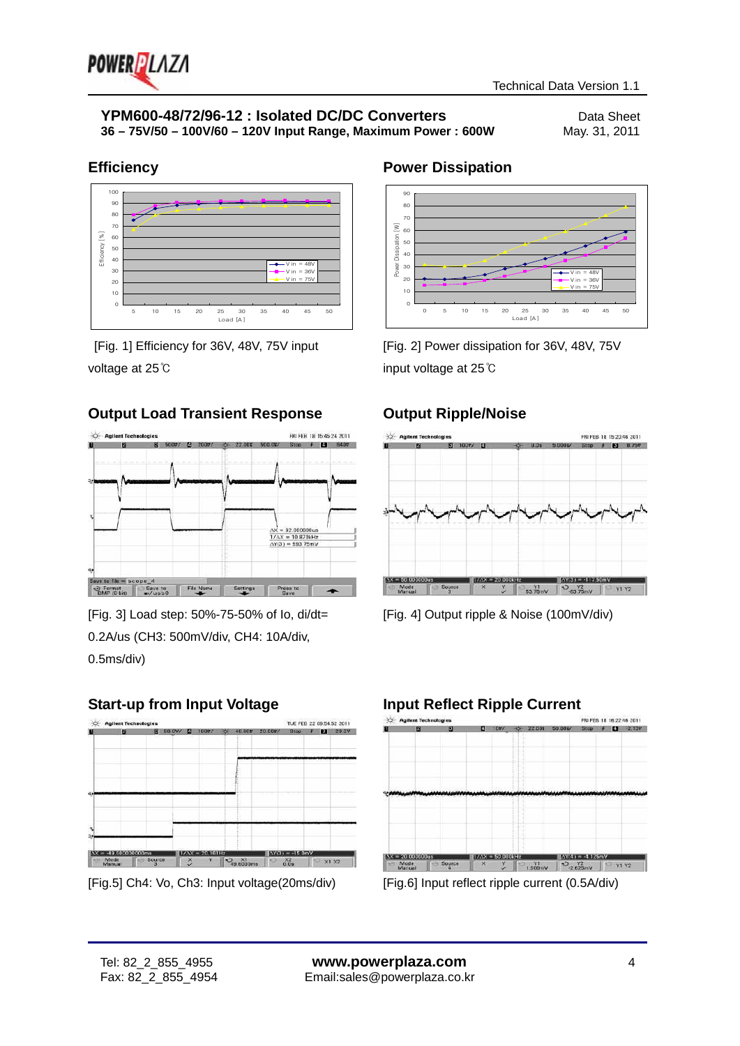# YPM600-48/72/96-12 : Isolated DC/DC Converters

**36 – 75V/50 – 100V/60 – 120V Input Range, Maximum Power : 600W**

Data Sheet
May. 31, 2011

## Efficiency

[Fig. 1] Efficiency for 36V, 48V, 75V input voltage at 25℃

## Power Dissipation

[Fig. 2] Power dissipation for 36V, 48V, 75V input voltage at 25℃

## Output Load Transient Response

[Fig. 3] Load step: 50%-75-50% of Io, di/dt= 0.2A/us (CH3: 500mV/div, CH4: 10A/div, 0.5ms/div)

## Output Ripple/Noise

[Fig. 4] Output ripple & Noise (100mV/div)

## Start-up from Input Voltage

[Fig.5] Ch4: Vo, Ch3: Input voltage(20ms/div)

## Input Reflect Ripple Current

[Fig.6] Input reflect ripple current (0.5A/div)

Tel: 82_2_855_4955
Fax: 82_2_855_4954

**www.powerplaza.com**
Email:sales@powerplaza.co.kr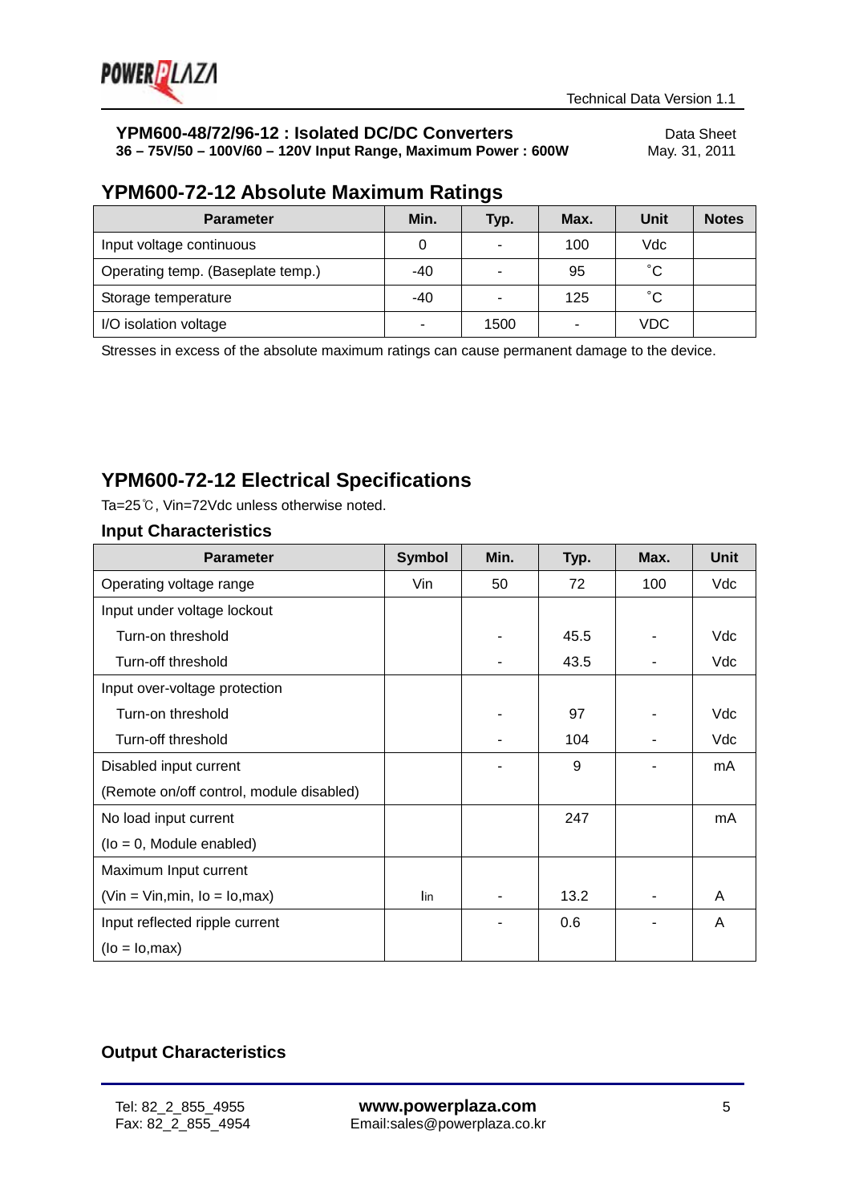**YPM600-48/72/96-12 : Isolated DC/DC Converters**
**36 – 75V/50 – 100V/60 – 120V Input Range, Maximum Power : 600W**

Data Sheet
May. 31, 2011

## YPM600-72-12 Absolute Maximum Ratings

| Parameter | Min. | Typ. | Max. | Unit | Notes |
|---|---|---|---|---|---|
| Input voltage continuous | 0 | - | 100 | Vdc | |
| Operating temp. (Baseplate temp.) | -40 | - | 95 | ˚C | |
| Storage temperature | -40 | - | 125 | ˚C | |
| I/O isolation voltage | - | 1500 | - | VDC | |

Stresses in excess of the absolute maximum ratings can cause permanent damage to the device.

## YPM600-72-12 Electrical Specifications

Ta=25℃, Vin=72Vdc unless otherwise noted.

### Input Characteristics

| Parameter | Symbol | Min. | Typ. | Max. | Unit |
|---|---|---|---|---|---|
| Operating voltage range | Vin | 50 | 72 | 100 | Vdc |
| Input under voltage lockout | | | | | |
| Turn-on threshold | | - | 45.5 | - | Vdc |
| Turn-off threshold | | - | 43.5 | - | Vdc |
| Input over-voltage protection | | | | | |
| Turn-on threshold | | - | 97 | - | Vdc |
| Turn-off threshold | | - | 104 | - | Vdc |
| Disabled input current (Remote on/off control, module disabled) | | - | 9 | - | mA |
| No load input current (Io = 0, Module enabled) | | | 247 | | mA |
| Maximum Input current (Vin = Vin,min, Io = Io,max) | Iin | - | 13.2 | - | A |
| Input reflected ripple current (Io = Io,max) | | - | 0.6 | - | A |

### Output Characteristics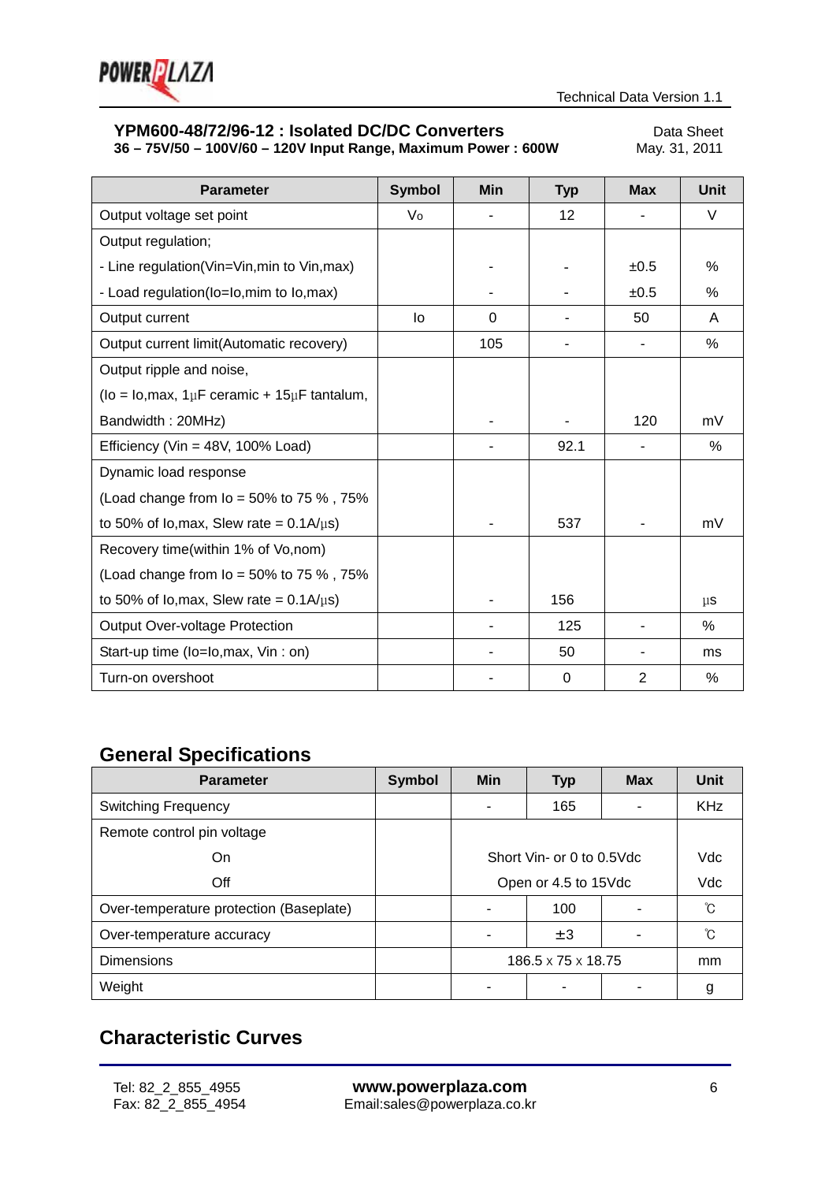**YPM600-48/72/96-12 : Isolated DC/DC Converters**
**36 – 75V/50 – 100V/60 – 120V Input Range, Maximum Power : 600W**

Data Sheet
May. 31, 2011

| Parameter | Symbol | Min | Typ | Max | Unit |
|---|---|---|---|---|---|
| Output voltage set point | $V_o$ | - | 12 | - | V |
| Output regulation;<br>- Line regulation(Vin=Vin,min to Vin,max)<br>- Load regulation(Io=Io,mim to Io,max) | | -<br>- | -<br>- | ±0.5<br>±0.5 | %<br>% |
| Output current | Io | 0 | - | 50 | A |
| Output current limit(Automatic recovery) | | 105 | - | - | % |
| Output ripple and noise,<br>(Io = Io,max, 1μF ceramic + 15μF tantalum,<br>Bandwidth : 20MHz) | | - | - | 120 | mV |
| Efficiency (Vin = 48V, 100% Load) | | - | 92.1 | - | % |
| Dynamic load response<br>(Load change from Io = 50% to 75 % , 75%<br>to 50% of Io,max, Slew rate = 0.1A/μs) | | - | 537 | - | mV |
| Recovery time(within 1% of Vo,nom)<br>(Load change from Io = 50% to 75 % , 75%<br>to 50% of Io,max, Slew rate = 0.1A/μs) | | - | 156 | | μs |
| Output Over-voltage Protection | | - | 125 | - | % |
| Start-up time (Io=Io,max, Vin : on) | | - | 50 | - | ms |
| Turn-on overshoot | | - | 0 | 2 | % |

## General Specifications

| Parameter | Symbol | Min | Typ | Max | Unit |
|---|---|---|---|---|---|
| Switching Frequency | | - | 165 | - | KHz |
| Remote control pin voltage<br>On<br>Off | | Short Vin- or 0 to 0.5Vdc<br>Open or 4.5 to 15Vdc | | | Vdc<br>Vdc |
| Over-temperature protection (Baseplate) | | - | 100 | - | ℃ |
| Over-temperature accuracy | | - | ±3 | - | ℃ |
| Dimensions | | 186.5 x 75 x 18.75 | | | mm |
| Weight | | - | - | - | g |

## Characteristic Curves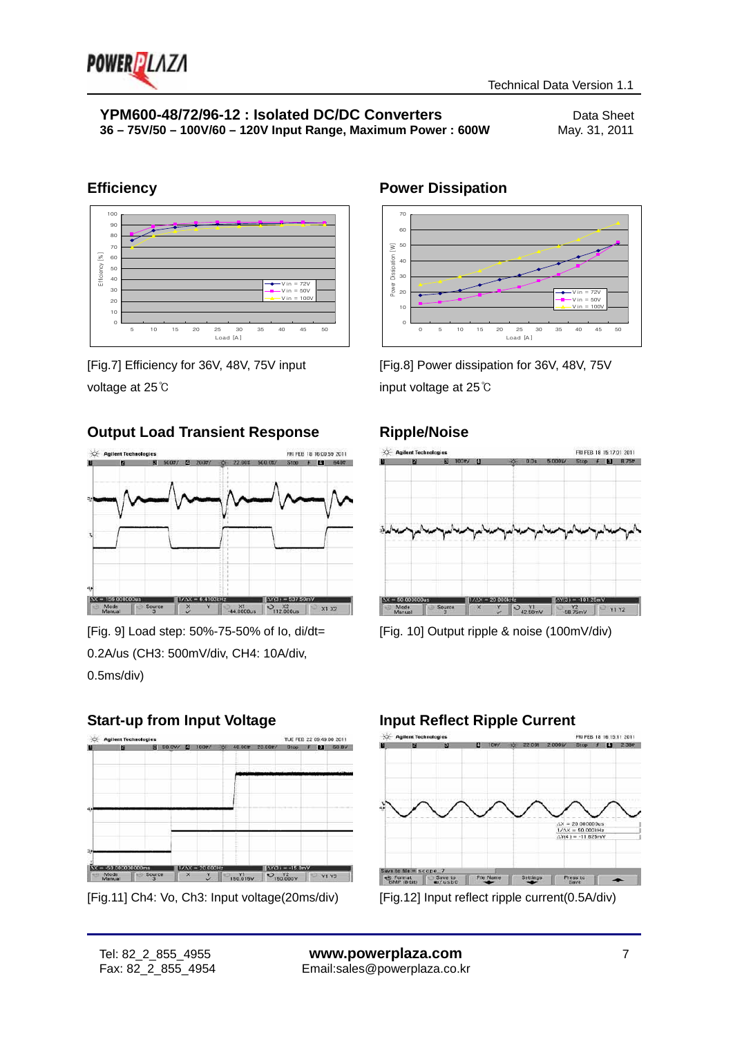## Efficiency

[Fig.7] Efficiency for 36V, 48V, 75V input voltage at 25℃

## Power Dissipation

[Fig.8] Power dissipation for 36V, 48V, 75V input voltage at 25℃

## Output Load Transient Response

[Fig. 9] Load step: 50%-75-50% of Io, di/dt= 0.2A/us (CH3: 500mV/div, CH4: 10A/div, 0.5ms/div)

## Ripple/Noise

[Fig. 10] Output ripple & noise (100mV/div)

## Start-up from Input Voltage

[Fig.11] Ch4: Vo, Ch3: Input voltage(20ms/div)

## Input Reflect Ripple Current

[Fig.12] Input reflect ripple current(0.5A/div)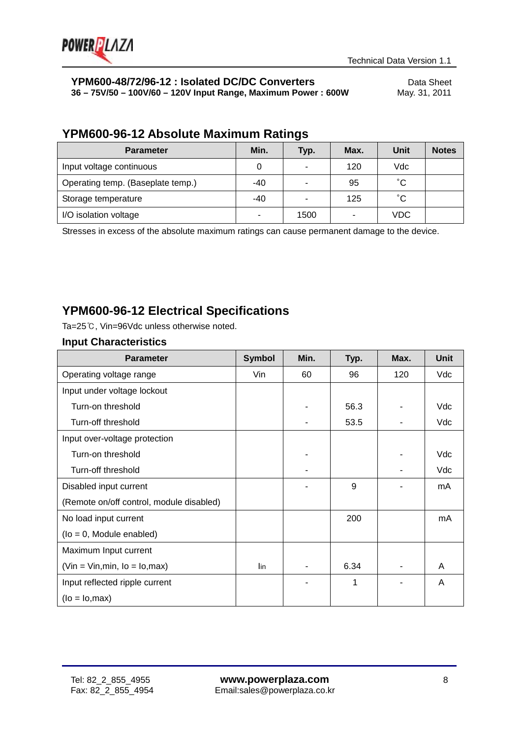**YPM600-48/72/96-12 : Isolated DC/DC Converters**
**36 – 75V/50 – 100V/60 – 120V Input Range, Maximum Power : 600W**

Data Sheet
May. 31, 2011

## YPM600-96-12 Absolute Maximum Ratings

| Parameter | Min. | Typ. | Max. | Unit | Notes |
|---|---|---|---|---|---|
| Input voltage continuous | 0 | - | 120 | Vdc | |
| Operating temp. (Baseplate temp.) | -40 | - | 95 | ˚C | |
| Storage temperature | -40 | - | 125 | ˚C | |
| I/O isolation voltage | - | 1500 | - | VDC | |

Stresses in excess of the absolute maximum ratings can cause permanent damage to the device.

## YPM600-96-12 Electrical Specifications

Ta=25℃, Vin=96Vdc unless otherwise noted.

### Input Characteristics

| Parameter | Symbol | Min. | Typ. | Max. | Unit |
|---|---|---|---|---|---|
| Operating voltage range | Vin | 60 | 96 | 120 | Vdc |
| Input under voltage lockout | | | | | |
| Turn-on threshold | | - | 56.3 | - | Vdc |
| Turn-off threshold | | - | 53.5 | - | Vdc |
| Input over-voltage protection | | | | | |
| Turn-on threshold | | - | | - | Vdc |
| Turn-off threshold | | - | | - | Vdc |
| Disabled input current (Remote on/off control, module disabled) | | - | 9 | - | mA |
| No load input current (Io = 0, Module enabled) | | | 200 | | mA |
| Maximum Input current (Vin = Vin,min, Io = Io,max) | Iin | - | 6.34 | - | A |
| Input reflected ripple current (Io = Io,max) | | - | 1 | - | A |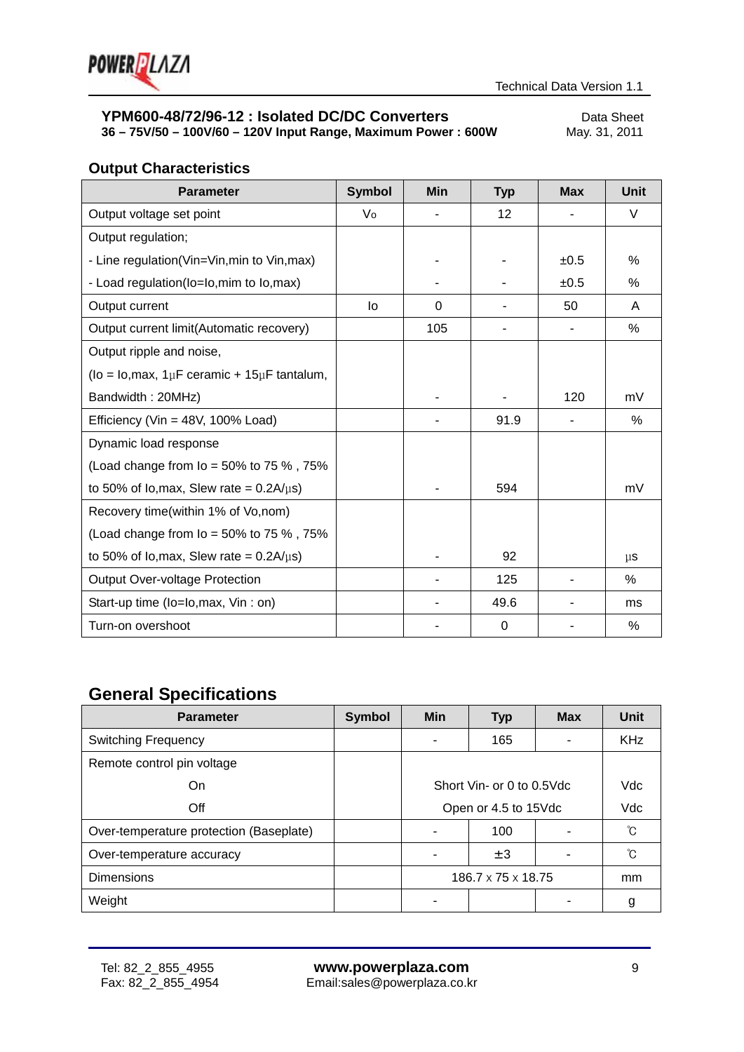**YPM600-48/72/96-12 : Isolated DC/DC Converters**
**36 – 75V/50 – 100V/60 – 120V Input Range, Maximum Power : 600W**

Data Sheet
May. 31, 2011

## Output Characteristics

| Parameter | Symbol | Min | Typ | Max | Unit |
|---|---|---|---|---|---|
| Output voltage set point | $V_o$ | - | 12 | - | V |
| Output regulation;<br>- Line regulation(Vin=Vin,min to Vin,max)<br>- Load regulation(Io=Io,mim to Io,max) | | -<br>- | -<br>- | ±0.5<br>±0.5 | %<br>% |
| Output current | Io | 0 | - | 50 | A |
| Output current limit(Automatic recovery) | | 105 | - | - | % |
| Output ripple and noise,<br>(Io = Io,max, 1μF ceramic + 15μF tantalum,<br>Bandwidth : 20MHz) | | - | - | 120 | mV |
| Efficiency (Vin = 48V, 100% Load) | | - | 91.9 | - | % |
| Dynamic load response<br>(Load change from Io = 50% to 75 % , 75%<br>to 50% of Io,max, Slew rate = 0.2A/μs) | | - | 594 | | mV |
| Recovery time(within 1% of Vo,nom)<br>(Load change from Io = 50% to 75 % , 75%<br>to 50% of Io,max, Slew rate = 0.2A/μs) | | - | 92 | | μs |
| Output Over-voltage Protection | | - | 125 | - | % |
| Start-up time (Io=Io,max, Vin : on) | | - | 49.6 | - | ms |
| Turn-on overshoot | | - | 0 | - | % |

## General Specifications

| Parameter | Symbol | Min | Typ | Max | Unit |
|---|---|---|---|---|---|
| Switching Frequency | | - | 165 | - | KHz |
| Remote control pin voltage<br>On<br>Off | | Short Vin- or 0 to 0.5Vdc<br>Open or 4.5 to 15Vdc | | | Vdc<br>Vdc |
| Over-temperature protection (Baseplate) | | - | 100 | - | ℃ |
| Over-temperature accuracy | | - | ±3 | - | ℃ |
| Dimensions | | 186.7 x 75 x 18.75 | | | mm |
| Weight | | - | | - | g |

Tel: 82_2_855_4955
Fax: 82_2_855_4954

**www.powerplaza.com**
Email:sales@powerplaza.co.kr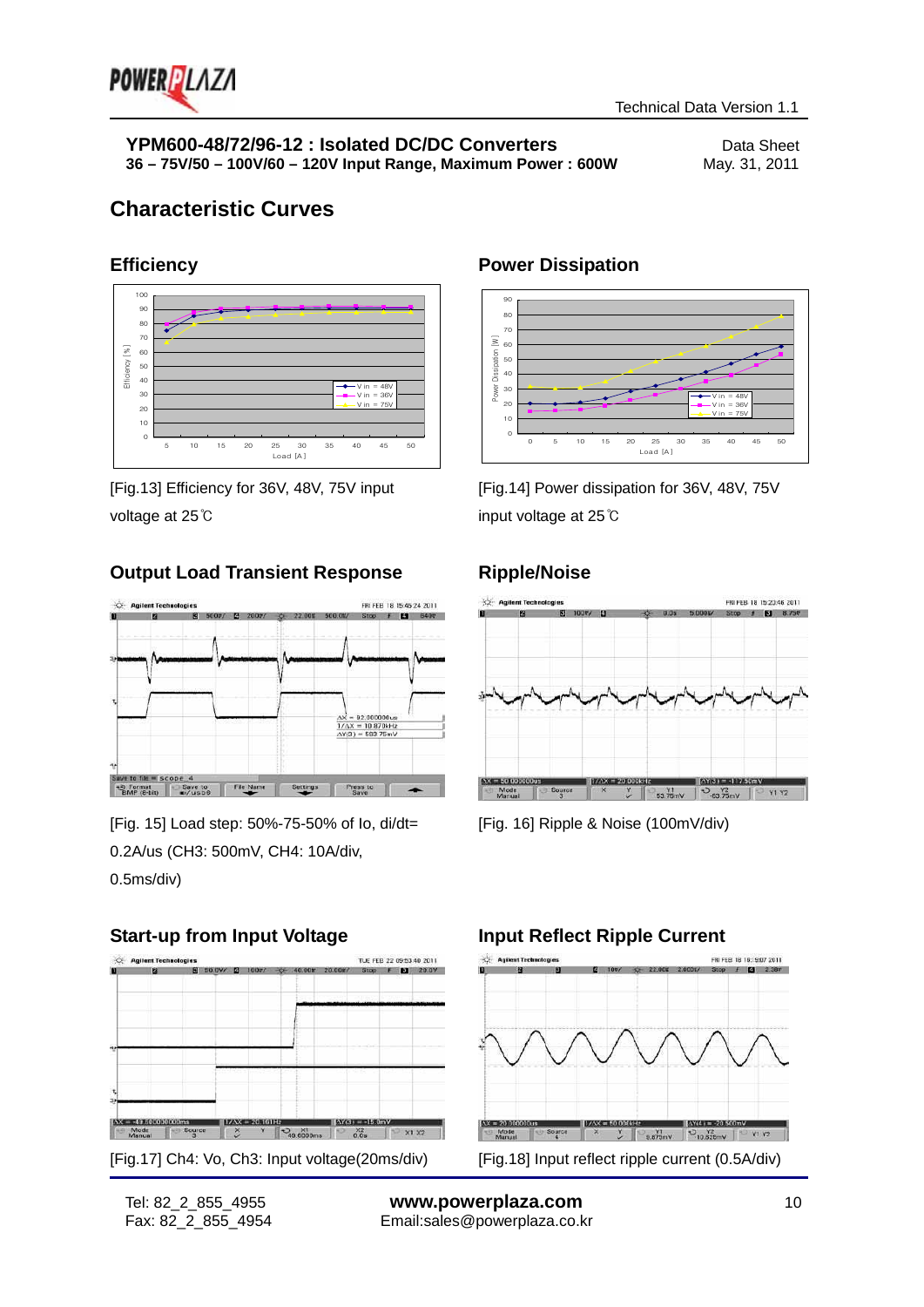# Characteristic Curves

## Efficiency

[Fig.13] Efficiency for 36V, 48V, 75V input voltage at 25℃

## Power Dissipation

[Fig.14] Power dissipation for 36V, 48V, 75V input voltage at 25℃

## Output Load Transient Response

[Fig. 15] Load step: 50%-75-50% of Io, di/dt= 0.2A/us (CH3: 500mV, CH4: 10A/div, 0.5ms/div)

## Ripple/Noise

[Fig. 16] Ripple & Noise (100mV/div)

## Start-up from Input Voltage

[Fig.17] Ch4: Vo, Ch3: Input voltage(20ms/div)

## Input Reflect Ripple Current

[Fig.18] Input reflect ripple current (0.5A/div)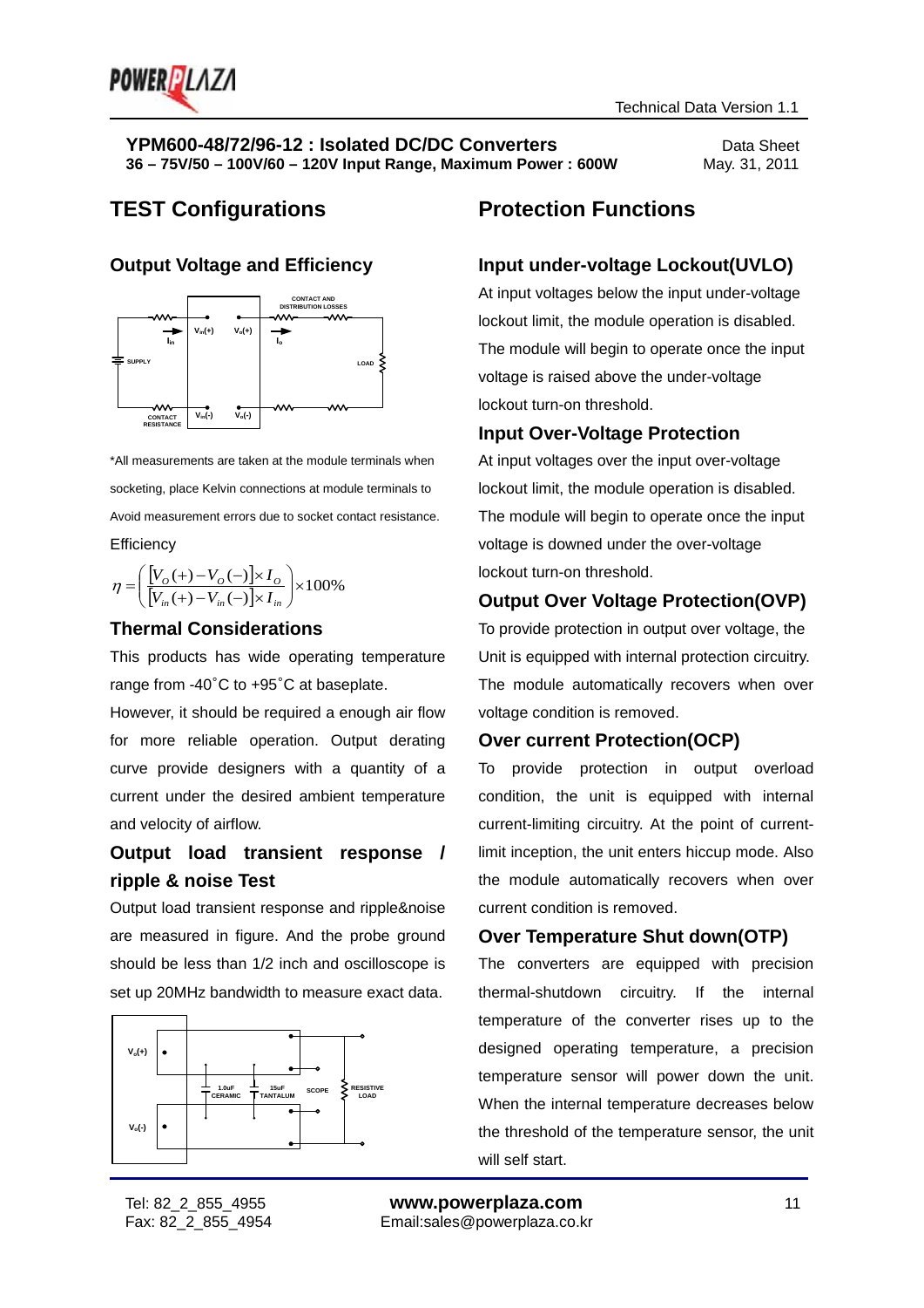# TEST Configurations

## Output Voltage and Efficiency

*All measurements are taken at the module terminals when socketing, place Kelvin connections at module terminals to Avoid measurement errors due to socket contact resistance.

Efficiency

$$\eta = \left( \frac{[V_O(+) - V_O(-)] \times I_O}{[V_{in}(+) - V_{in}(-)] \times I_{in}} \right) \times 100\%$$

## Thermal Considerations

This products has wide operating temperature range from -40˚C to +95˚C at baseplate.

However, it should be required a enough air flow for more reliable operation. Output derating curve provide designers with a quantity of a current under the desired ambient temperature and velocity of airflow.

## Output load transient response / ripple & noise Test

Output load transient response and ripple&noise are measured in figure. And the probe ground should be less than 1/2 inch and oscilloscope is set up 20MHz bandwidth to measure exact data.

# Protection Functions

## Input under-voltage Lockout(UVLO)

At input voltages below the input under-voltage lockout limit, the module operation is disabled. The module will begin to operate once the input voltage is raised above the under-voltage lockout turn-on threshold.

## Input Over-Voltage Protection

At input voltages over the input over-voltage lockout limit, the module operation is disabled. The module will begin to operate once the input voltage is downed under the over-voltage lockout turn-on threshold.

## Output Over Voltage Protection(OVP)

To provide protection in output over voltage, the Unit is equipped with internal protection circuitry. The module automatically recovers when over voltage condition is removed.

## Over current Protection(OCP)

To provide protection in output overload condition, the unit is equipped with internal current-limiting circuitry. At the point of current-limit inception, the unit enters hiccup mode. Also the module automatically recovers when over current condition is removed.

## Over Temperature Shut down(OTP)

The converters are equipped with precision thermal-shutdown circuitry. If the internal temperature of the converter rises up to the designed operating temperature, a precision temperature sensor will power down the unit. When the internal temperature decreases below the threshold of the temperature sensor, the unit will self start.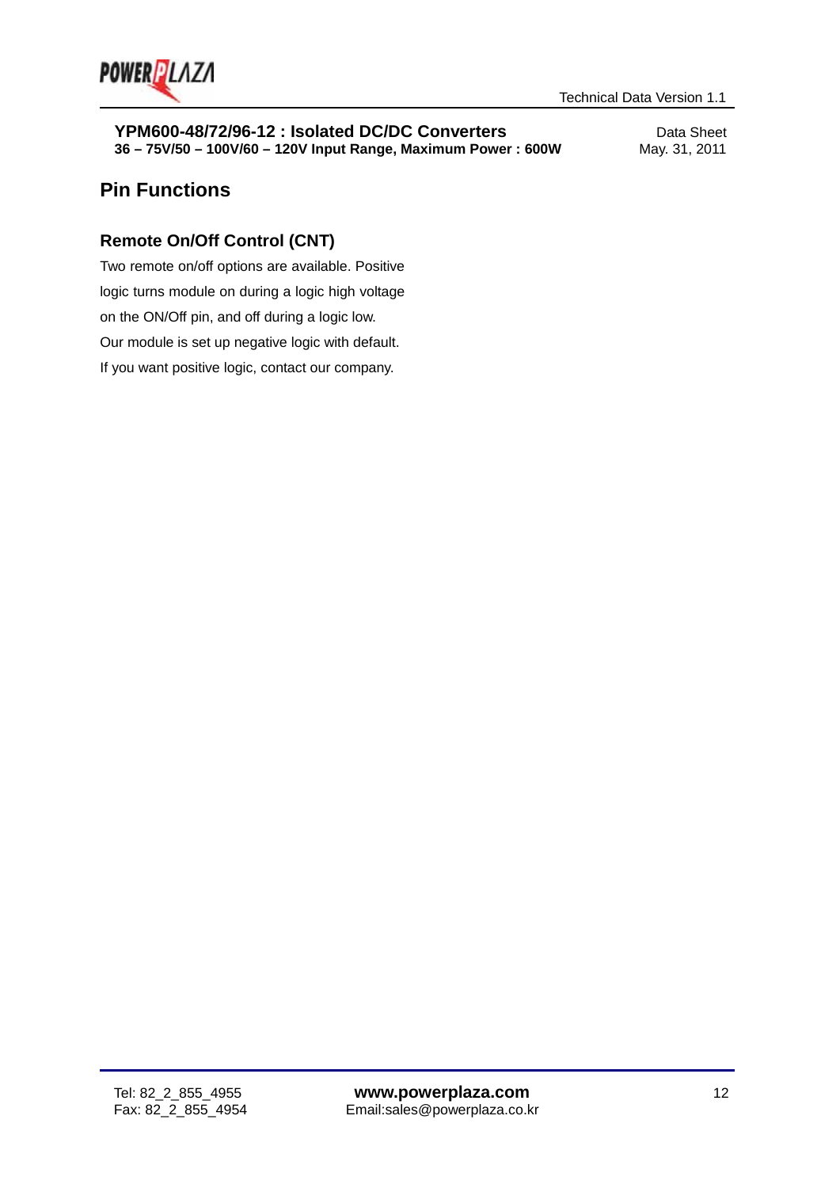## Pin Functions

### Remote On/Off Control (CNT)

Two remote on/off options are available. Positive logic turns module on during a logic high voltage on the ON/Off pin, and off during a logic low. Our module is set up negative logic with default. If you want positive logic, contact our company.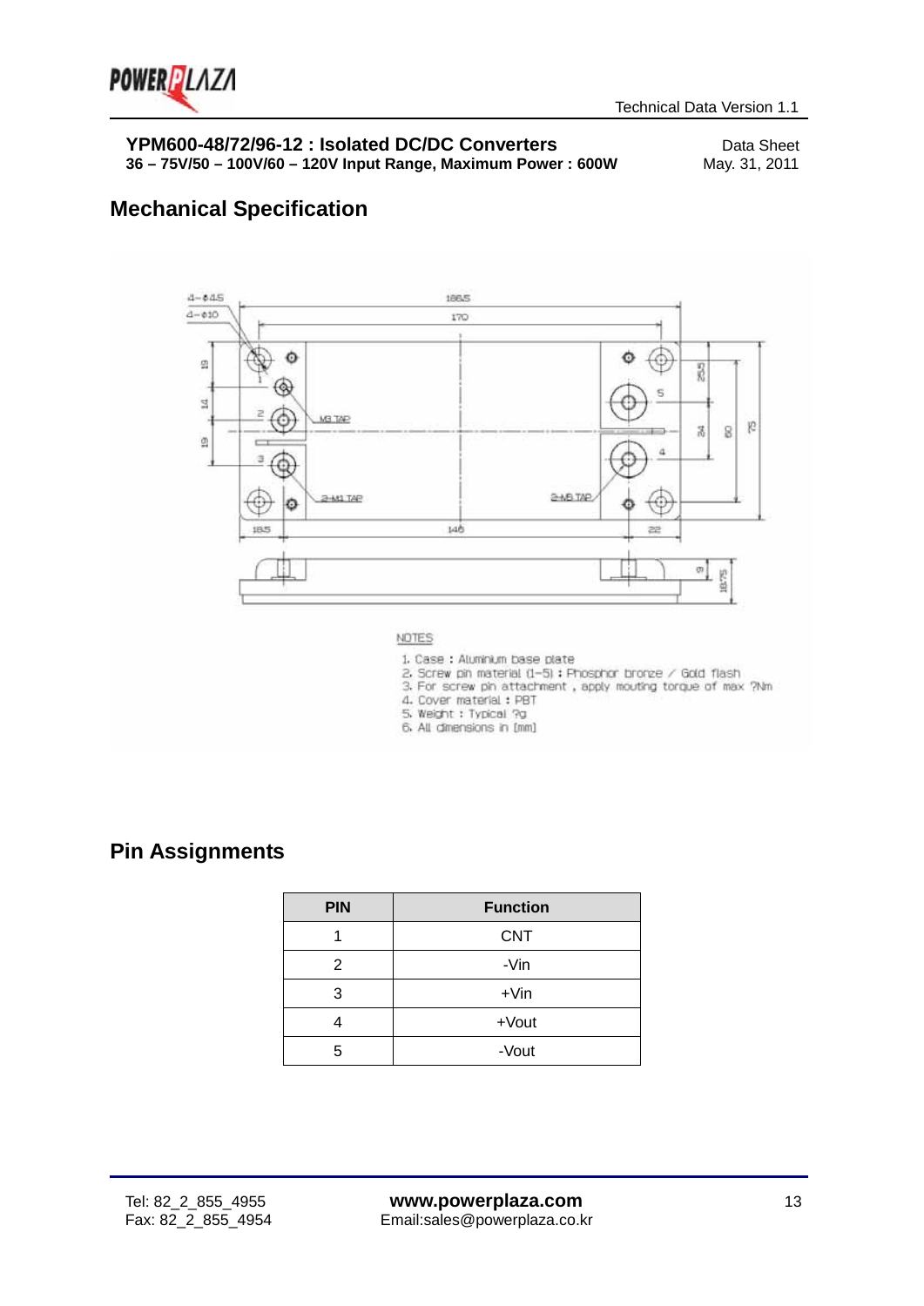**YPM600-48/72/96-12 : Isolated DC/DC Converters**
**36 – 75V/50 – 100V/60 – 120V Input Range, Maximum Power : 600W**

Data Sheet
May. 31, 2011

## Mechanical Specification

NOTES

1. Case : Aluminum base plate
2. Screw pin material (1~5) : Phosphor bronze / Gold flash
3. For screw pin attachment , apply mouting torque of max ?Nm
4. Cover material : PBT
5. Weight : Typical ?g
6. All dimensions in [mm]

## Pin Assignments

| PIN | Function |
|---|---|
| 1 | CNT |
| 2 | -Vin |
| 3 | +Vin |
| 4 | +Vout |
| 5 | -Vout |

Tel: 82_2_855_4955
Fax: 82_2_855_4954

**www.powerplaza.com**
Email:sales@powerplaza.co.kr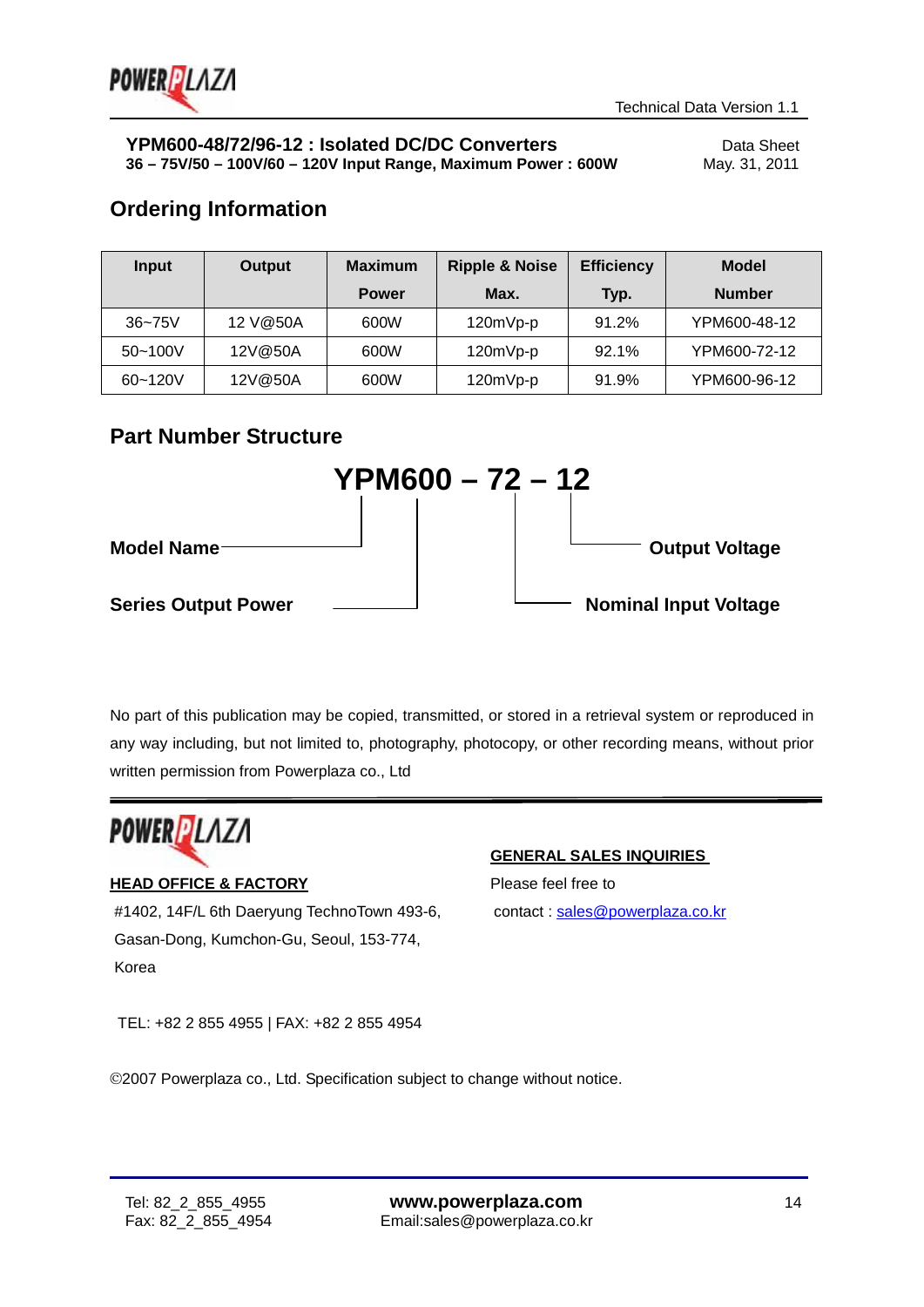**YPM600-48/72/96-12 : Isolated DC/DC Converters**
**36 – 75V/50 – 100V/60 – 120V Input Range, Maximum Power : 600W**

Data Sheet
May. 31, 2011

## Ordering Information

| Input | Output | Maximum Power | Ripple & Noise Max. | Efficiency Typ. | Model Number |
|---|---|---|---|---|---|
| 36~75V | 12 V@50A | 600W | 120mVp-p | 91.2% | YPM600-48-12 |
| 50~100V | 12V@50A | 600W | 120mVp-p | 92.1% | YPM600-72-12 |
| 60~120V | 12V@50A | 600W | 120mVp-p | 91.9% | YPM600-96-12 |

## Part Number Structure

**YPM600 – 72 – 12**

- **Model Name**: YPM
- **Series Output Power**: 600
- **Nominal Input Voltage**: 72
- **Output Voltage**: 12

No part of this publication may be copied, transmitted, or stored in a retrieval system or reproduced in any way including, but not limited to, photography, photocopy, or other recording means, without prior written permission from Powerplaza co., Ltd

**HEAD OFFICE & FACTORY**

#1402, 14F/L 6th Daeryung TechnoTown 493-6,
Gasan-Dong, Kumchon-Gu, Seoul, 153-774,
Korea

TEL: +82 2 855 4955 | FAX: +82 2 855 4954

**GENERAL SALES INQUIRIES**

Please feel free to
contact : sales@powerplaza.co.kr

©2007 Powerplaza co., Ltd. Specification subject to change without notice.